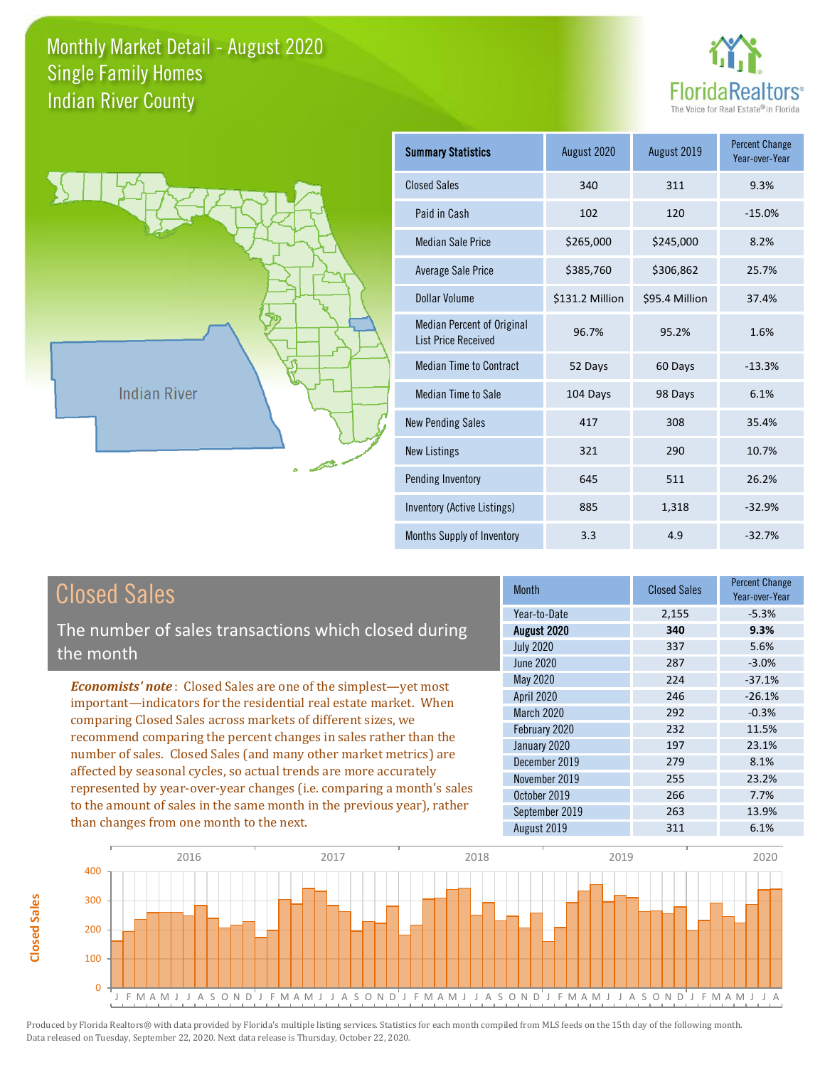# Monthly Market Detail - August 2020
## Single Family Homes
## Indian River County

FloridaRealtors®
The Voice for Real Estate® in Florida

Indian River

| Summary Statistics | August 2020 | August 2019 | Percent Change Year-over-Year |
|---|---|---|---|
| Closed Sales | 340 | 311 | 9.3% |
| Paid in Cash | 102 | 120 | -15.0% |
| Median Sale Price | $265,000 | $245,000 | 8.2% |
| Average Sale Price | $385,760 | $306,862 | 25.7% |
| Dollar Volume | $131.2 Million | $95.4 Million | 37.4% |
| Median Percent of Original List Price Received | 96.7% | 95.2% | 1.6% |
| Median Time to Contract | 52 Days | 60 Days | -13.3% |
| Median Time to Sale | 104 Days | 98 Days | 6.1% |
| New Pending Sales | 417 | 308 | 35.4% |
| New Listings | 321 | 290 | 10.7% |
| Pending Inventory | 645 | 511 | 26.2% |
| Inventory (Active Listings) | 885 | 1,318 | -32.9% |
| Months Supply of Inventory | 3.3 | 4.9 | -32.7% |

## Closed Sales

The number of sales transactions which closed during the month

*Economists' note*: Closed Sales are one of the simplest—yet most important—indicators for the residential real estate market. When comparing Closed Sales across markets of different sizes, we recommend comparing the percent changes in sales rather than the number of sales. Closed Sales (and many other market metrics) are affected by seasonal cycles, so actual trends are more accurately represented by year-over-year changes (i.e. comparing a month's sales to the amount of sales in the same month in the previous year), rather than changes from one month to the next.

| Month | Closed Sales | Percent Change Year-over-Year |
|---|---|---|
| Year-to-Date | 2,155 | -5.3% |
| **August 2020** | **340** | **9.3%** |
| July 2020 | 337 | 5.6% |
| June 2020 | 287 | -3.0% |
| May 2020 | 224 | -37.1% |
| April 2020 | 246 | -26.1% |
| March 2020 | 292 | -0.3% |
| February 2020 | 232 | 11.5% |
| January 2020 | 197 | 23.1% |
| December 2019 | 279 | 8.1% |
| November 2019 | 255 | 23.2% |
| October 2019 | 266 | 7.7% |
| September 2019 | 263 | 13.9% |
| August 2019 | 311 | 6.1% |

Produced by Florida Realtors® with data provided by Florida's multiple listing services. Statistics for each month compiled from MLS feeds on the 15th day of the following month. Data released on Tuesday, September 22, 2020. Next data release is Thursday, October 22, 2020.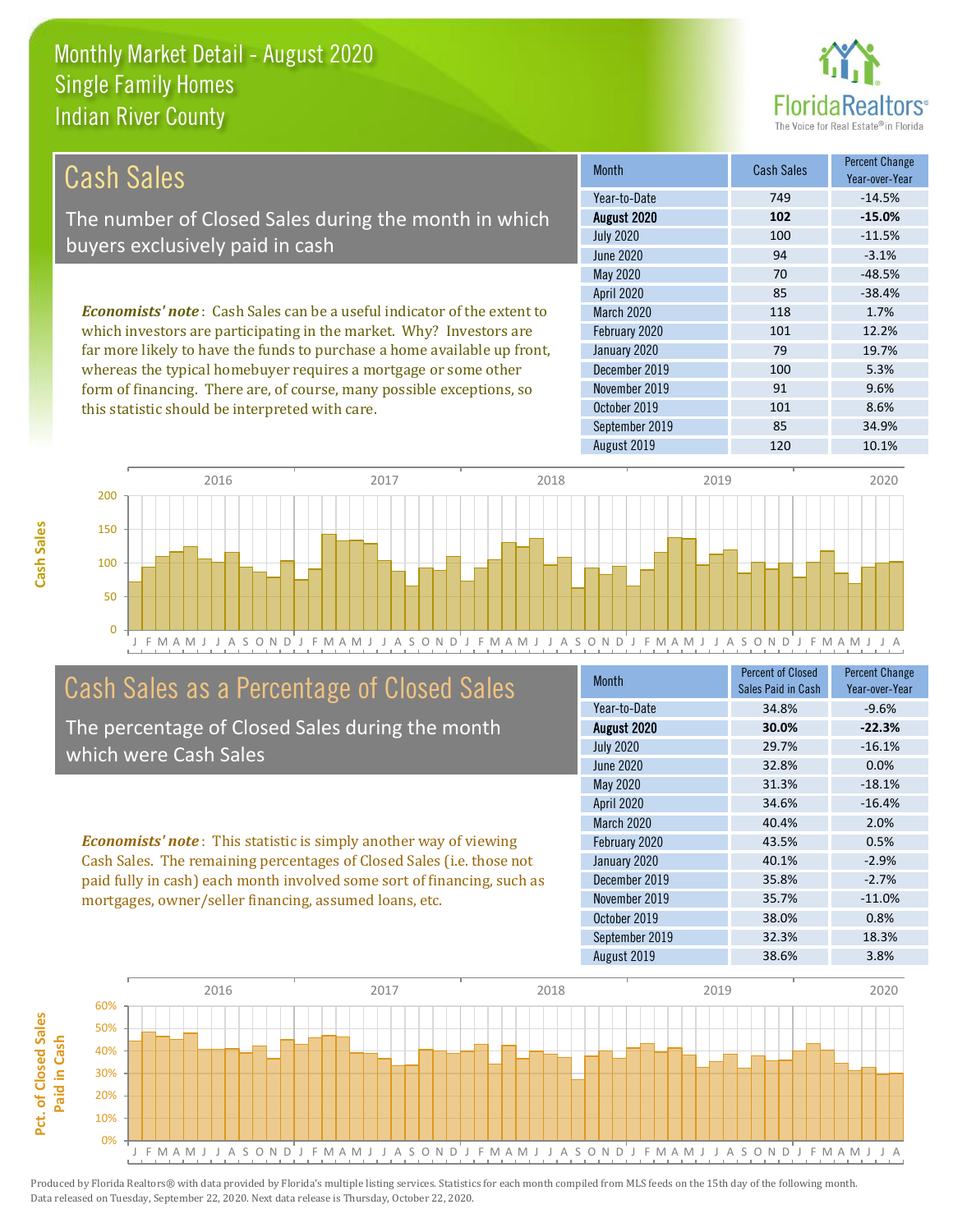# Monthly Market Detail - August 2020
## Single Family Homes
## Indian River County

## Cash Sales

The number of Closed Sales during the month in which buyers exclusively paid in cash

*Economists' note*: Cash Sales can be a useful indicator of the extent to which investors are participating in the market. Why? Investors are far more likely to have the funds to purchase a home available up front, whereas the typical homebuyer requires a mortgage or some other form of financing. There are, of course, many possible exceptions, so this statistic should be interpreted with care.

| Month | Cash Sales | Percent Change Year-over-Year |
|---|---|---|
| Year-to-Date | 749 | -14.5% |
| **August 2020** | **102** | **-15.0%** |
| July 2020 | 100 | -11.5% |
| June 2020 | 94 | -3.1% |
| May 2020 | 70 | -48.5% |
| April 2020 | 85 | -38.4% |
| March 2020 | 118 | 1.7% |
| February 2020 | 101 | 12.2% |
| January 2020 | 79 | 19.7% |
| December 2019 | 100 | 5.3% |
| November 2019 | 91 | 9.6% |
| October 2019 | 101 | 8.6% |
| September 2019 | 85 | 34.9% |
| August 2019 | 120 | 10.1% |

## Cash Sales as a Percentage of Closed Sales

The percentage of Closed Sales during the month which were Cash Sales

*Economists' note*: This statistic is simply another way of viewing Cash Sales. The remaining percentages of Closed Sales (i.e. those not paid fully in cash) each month involved some sort of financing, such as mortgages, owner/seller financing, assumed loans, etc.

| Month | Percent of Closed Sales Paid in Cash | Percent Change Year-over-Year |
|---|---|---|
| Year-to-Date | 34.8% | -9.6% |
| **August 2020** | **30.0%** | **-22.3%** |
| July 2020 | 29.7% | -16.1% |
| June 2020 | 32.8% | 0.0% |
| May 2020 | 31.3% | -18.1% |
| April 2020 | 34.6% | -16.4% |
| March 2020 | 40.4% | 2.0% |
| February 2020 | 43.5% | 0.5% |
| January 2020 | 40.1% | -2.9% |
| December 2019 | 35.8% | -2.7% |
| November 2019 | 35.7% | -11.0% |
| October 2019 | 38.0% | 0.8% |
| September 2019 | 32.3% | 18.3% |
| August 2019 | 38.6% | 3.8% |

Produced by Florida Realtors® with data provided by Florida's multiple listing services. Statistics for each month compiled from MLS feeds on the 15th day of the following month. Data released on Tuesday, September 22, 2020. Next data release is Thursday, October 22, 2020.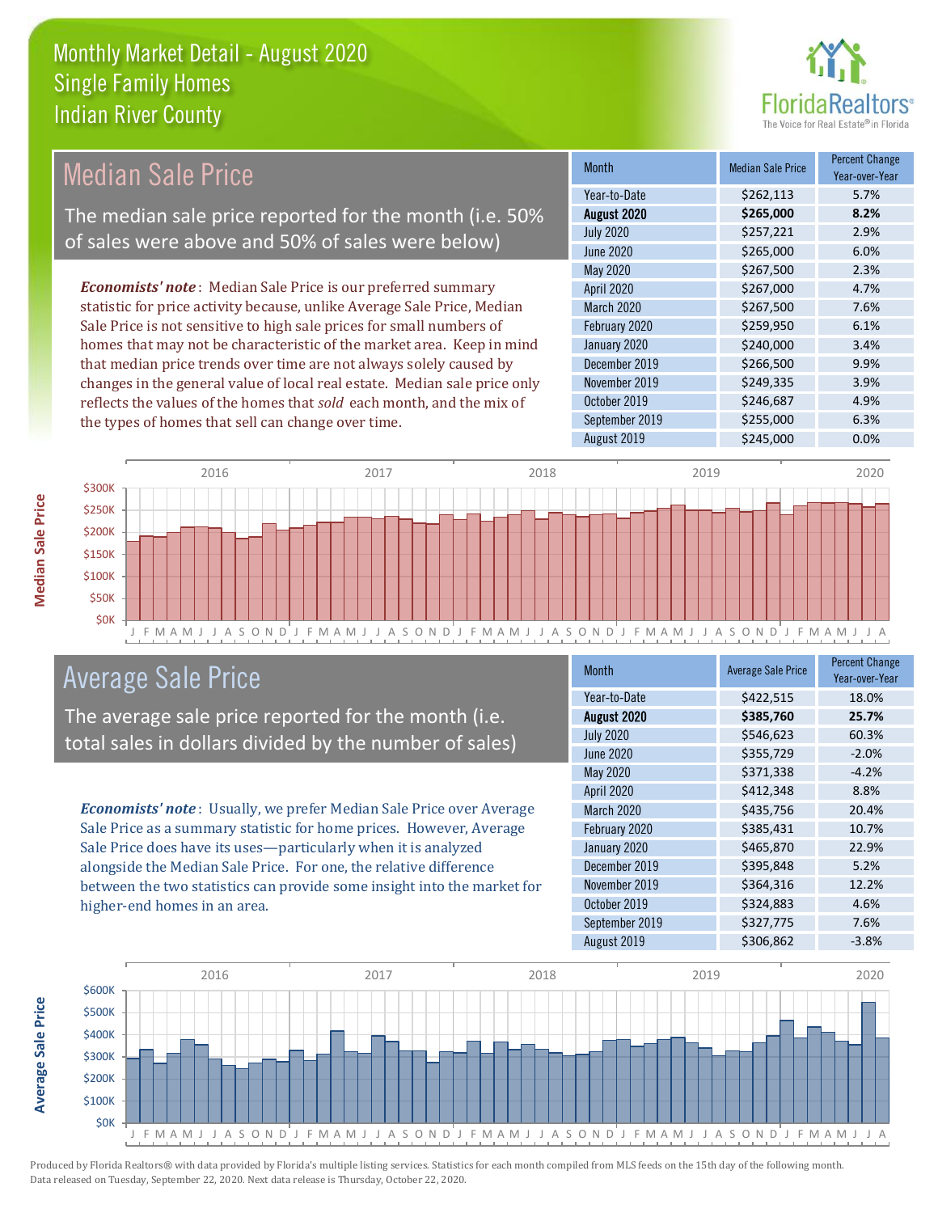# Monthly Market Detail - August 2020
## Single Family Homes
## Indian River County

## Median Sale Price

The median sale price reported for the month (i.e. 50% of sales were above and 50% of sales were below)

***Economists' note***: Median Sale Price is our preferred summary statistic for price activity because, unlike Average Sale Price, Median Sale Price is not sensitive to high sale prices for small numbers of homes that may not be characteristic of the market area. Keep in mind that median price trends over time are not always solely caused by changes in the general value of local real estate. Median sale price only reflects the values of the homes that *sold* each month, and the mix of the types of homes that sell can change over time.

| Month | Median Sale Price | Percent Change Year-over-Year |
|---|---|---|
| Year-to-Date | $262,113 | 5.7% |
| **August 2020** | **$265,000** | **8.2%** |
| July 2020 | $257,221 | 2.9% |
| June 2020 | $265,000 | 6.0% |
| May 2020 | $267,500 | 2.3% |
| April 2020 | $267,000 | 4.7% |
| March 2020 | $267,500 | 7.6% |
| February 2020 | $259,950 | 6.1% |
| January 2020 | $240,000 | 3.4% |
| December 2019 | $266,500 | 9.9% |
| November 2019 | $249,335 | 3.9% |
| October 2019 | $246,687 | 4.9% |
| September 2019 | $255,000 | 6.3% |
| August 2019 | $245,000 | 0.0% |

## Average Sale Price

The average sale price reported for the month (i.e. total sales in dollars divided by the number of sales)

***Economists' note***: Usually, we prefer Median Sale Price over Average Sale Price as a summary statistic for home prices. However, Average Sale Price does have its uses—particularly when it is analyzed alongside the Median Sale Price. For one, the relative difference between the two statistics can provide some insight into the market for higher-end homes in an area.

| Month | Average Sale Price | Percent Change Year-over-Year |
|---|---|---|
| Year-to-Date | $422,515 | 18.0% |
| **August 2020** | **$385,760** | **25.7%** |
| July 2020 | $546,623 | 60.3% |
| June 2020 | $355,729 | -2.0% |
| May 2020 | $371,338 | -4.2% |
| April 2020 | $412,348 | 8.8% |
| March 2020 | $435,756 | 20.4% |
| February 2020 | $385,431 | 10.7% |
| January 2020 | $465,870 | 22.9% |
| December 2019 | $395,848 | 5.2% |
| November 2019 | $364,316 | 12.2% |
| October 2019 | $324,883 | 4.6% |
| September 2019 | $327,775 | 7.6% |
| August 2019 | $306,862 | -3.8% |

Produced by Florida Realtors® with data provided by Florida's multiple listing services. Statistics for each month compiled from MLS feeds on the 15th day of the following month. Data released on Tuesday, September 22, 2020. Next data release is Thursday, October 22, 2020.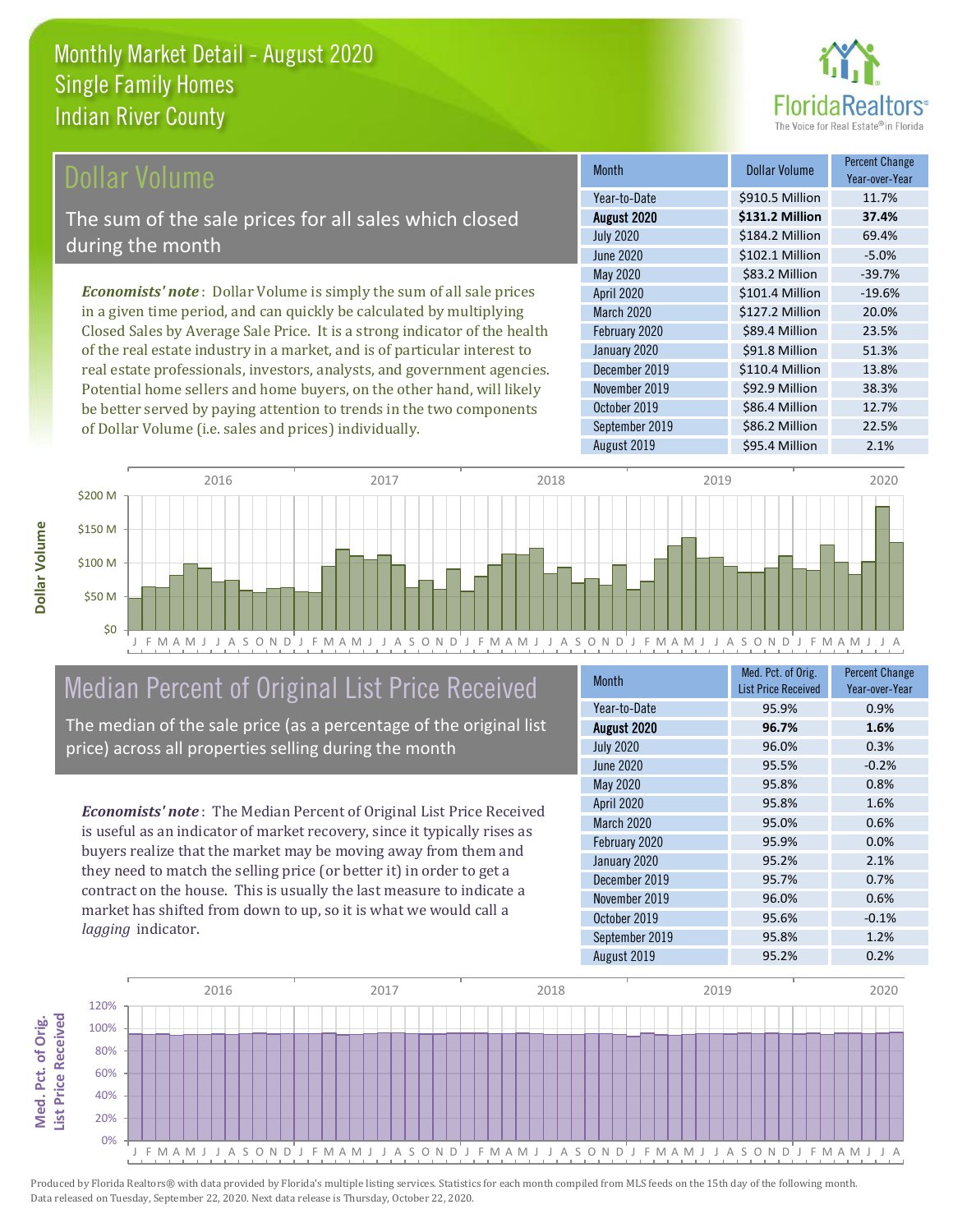# Monthly Market Detail - August 2020
## Single Family Homes
## Indian River County

## Dollar Volume

The sum of the sale prices for all sales which closed during the month

***Economists' note*** : Dollar Volume is simply the sum of all sale prices in a given time period, and can quickly be calculated by multiplying Closed Sales by Average Sale Price. It is a strong indicator of the health of the real estate industry in a market, and is of particular interest to real estate professionals, investors, analysts, and government agencies. Potential home sellers and home buyers, on the other hand, will likely be better served by paying attention to trends in the two components of Dollar Volume (i.e. sales and prices) individually.

| Month | Dollar Volume | Percent Change Year-over-Year |
|---|---|---|
| Year-to-Date | $910.5 Million | 11.7% |
| **August 2020** | **$131.2 Million** | **37.4%** |
| July 2020 | $184.2 Million | 69.4% |
| June 2020 | $102.1 Million | -5.0% |
| May 2020 | $83.2 Million | -39.7% |
| April 2020 | $101.4 Million | -19.6% |
| March 2020 | $127.2 Million | 20.0% |
| February 2020 | $89.4 Million | 23.5% |
| January 2020 | $91.8 Million | 51.3% |
| December 2019 | $110.4 Million | 13.8% |
| November 2019 | $92.9 Million | 38.3% |
| October 2019 | $86.4 Million | 12.7% |
| September 2019 | $86.2 Million | 22.5% |
| August 2019 | $95.4 Million | 2.1% |

## Median Percent of Original List Price Received

The median of the sale price (as a percentage of the original list price) across all properties selling during the month

***Economists' note*** : The Median Percent of Original List Price Received is useful as an indicator of market recovery, since it typically rises as buyers realize that the market may be moving away from them and they need to match the selling price (or better it) in order to get a contract on the house. This is usually the last measure to indicate a market has shifted from down to up, so it is what we would call a *lagging* indicator.

| Month | Med. Pct. of Orig. List Price Received | Percent Change Year-over-Year |
|---|---|---|
| Year-to-Date | 95.9% | 0.9% |
| **August 2020** | **96.7%** | **1.6%** |
| July 2020 | 96.0% | 0.3% |
| June 2020 | 95.5% | -0.2% |
| May 2020 | 95.8% | 0.8% |
| April 2020 | 95.8% | 1.6% |
| March 2020 | 95.0% | 0.6% |
| February 2020 | 95.9% | 0.0% |
| January 2020 | 95.2% | 2.1% |
| December 2019 | 95.7% | 0.7% |
| November 2019 | 96.0% | 0.6% |
| October 2019 | 95.6% | -0.1% |
| September 2019 | 95.8% | 1.2% |
| August 2019 | 95.2% | 0.2% |

Produced by Florida Realtors® with data provided by Florida's multiple listing services. Statistics for each month compiled from MLS feeds on the 15th day of the following month. Data released on Tuesday, September 22, 2020. Next data release is Thursday, October 22, 2020.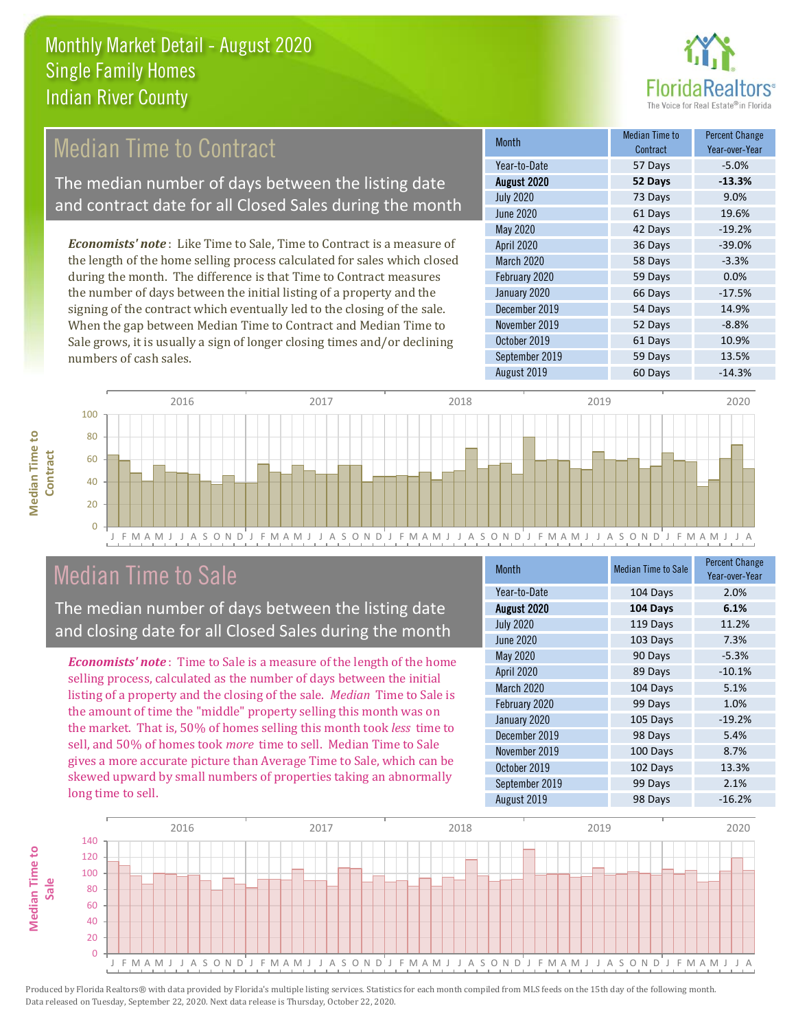# Monthly Market Detail - August 2020
## Single Family Homes
## Indian River County

## Median Time to Contract

The median number of days between the listing date and contract date for all Closed Sales during the month

*Economists' note*: Like Time to Sale, Time to Contract is a measure of the length of the home selling process calculated for sales which closed during the month. The difference is that Time to Contract measures the number of days between the initial listing of a property and the signing of the contract which eventually led to the closing of the sale. When the gap between Median Time to Contract and Median Time to Sale grows, it is usually a sign of longer closing times and/or declining numbers of cash sales.

| Month | Median Time to Contract | Percent Change Year-over-Year |
|---|---|---|
| Year-to-Date | 57 Days | -5.0% |
| **August 2020** | **52 Days** | **-13.3%** |
| July 2020 | 73 Days | 9.0% |
| June 2020 | 61 Days | 19.6% |
| May 2020 | 42 Days | -19.2% |
| April 2020 | 36 Days | -39.0% |
| March 2020 | 58 Days | -3.3% |
| February 2020 | 59 Days | 0.0% |
| January 2020 | 66 Days | -17.5% |
| December 2019 | 54 Days | 14.9% |
| November 2019 | 52 Days | -8.8% |
| October 2019 | 61 Days | 10.9% |
| September 2019 | 59 Days | 13.5% |
| August 2019 | 60 Days | -14.3% |

## Median Time to Sale

The median number of days between the listing date and closing date for all Closed Sales during the month

*Economists' note*: Time to Sale is a measure of the length of the home selling process, calculated as the number of days between the initial listing of a property and the closing of the sale. *Median* Time to Sale is the amount of time the "middle" property selling this month was on the market. That is, 50% of homes selling this month took *less* time to sell, and 50% of homes took *more* time to sell. Median Time to Sale gives a more accurate picture than Average Time to Sale, which can be skewed upward by small numbers of properties taking an abnormally long time to sell.

| Month | Median Time to Sale | Percent Change Year-over-Year |
|---|---|---|
| Year-to-Date | 104 Days | 2.0% |
| **August 2020** | **104 Days** | **6.1%** |
| July 2020 | 119 Days | 11.2% |
| June 2020 | 103 Days | 7.3% |
| May 2020 | 90 Days | -5.3% |
| April 2020 | 89 Days | -10.1% |
| March 2020 | 104 Days | 5.1% |
| February 2020 | 99 Days | 1.0% |
| January 2020 | 105 Days | -19.2% |
| December 2019 | 98 Days | 5.4% |
| November 2019 | 100 Days | 8.7% |
| October 2019 | 102 Days | 13.3% |
| September 2019 | 99 Days | 2.1% |
| August 2019 | 98 Days | -16.2% |

Produced by Florida Realtors® with data provided by Florida's multiple listing services. Statistics for each month compiled from MLS feeds on the 15th day of the following month. Data released on Tuesday, September 22, 2020. Next data release is Thursday, October 22, 2020.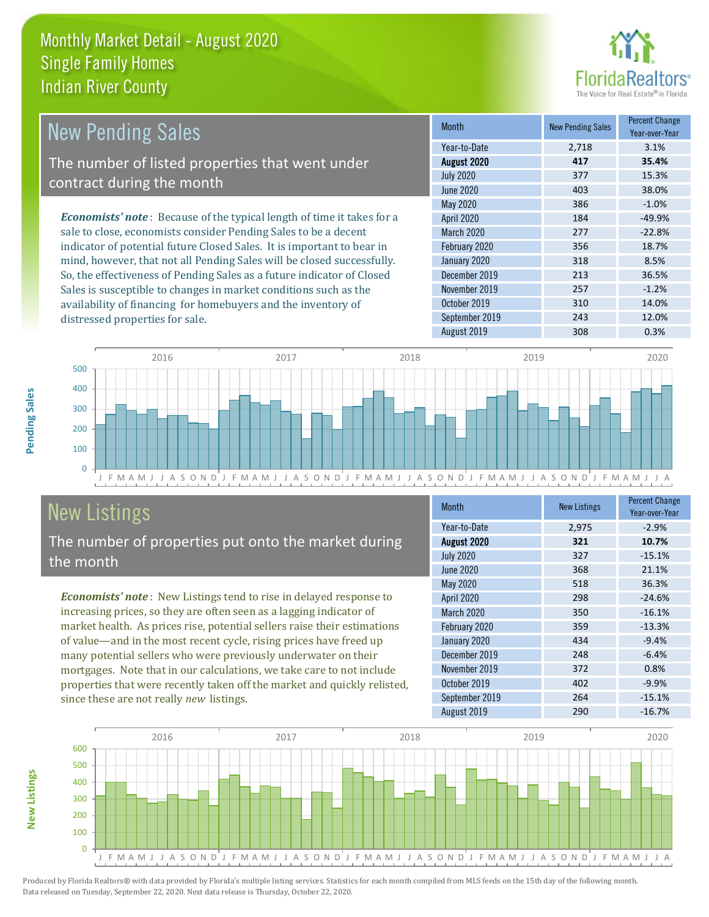# Monthly Market Detail - August 2020
## Single Family Homes
## Indian River County

## New Pending Sales

The number of listed properties that went under contract during the month

*Economists' note*: Because of the typical length of time it takes for a sale to close, economists consider Pending Sales to be a decent indicator of potential future Closed Sales. It is important to bear in mind, however, that not all Pending Sales will be closed successfully. So, the effectiveness of Pending Sales as a future indicator of Closed Sales is susceptible to changes in market conditions such as the availability of financing for homebuyers and the inventory of distressed properties for sale.

| Month | New Pending Sales | Percent Change Year-over-Year |
|---|---|---|
| Year-to-Date | 2,718 | 3.1% |
| **August 2020** | **417** | **35.4%** |
| July 2020 | 377 | 15.3% |
| June 2020 | 403 | 38.0% |
| May 2020 | 386 | -1.0% |
| April 2020 | 184 | -49.9% |
| March 2020 | 277 | -22.8% |
| February 2020 | 356 | 18.7% |
| January 2020 | 318 | 8.5% |
| December 2019 | 213 | 36.5% |
| November 2019 | 257 | -1.2% |
| October 2019 | 310 | 14.0% |
| September 2019 | 243 | 12.0% |
| August 2019 | 308 | 0.3% |

## New Listings

The number of properties put onto the market during the month

*Economists' note*: New Listings tend to rise in delayed response to increasing prices, so they are often seen as a lagging indicator of market health. As prices rise, potential sellers raise their estimations of value—and in the most recent cycle, rising prices have freed up many potential sellers who were previously underwater on their mortgages. Note that in our calculations, we take care to not include properties that were recently taken off the market and quickly relisted, since these are not really *new* listings.

| Month | New Listings | Percent Change Year-over-Year |
|---|---|---|
| Year-to-Date | 2,975 | -2.9% |
| **August 2020** | **321** | **10.7%** |
| July 2020 | 327 | -15.1% |
| June 2020 | 368 | 21.1% |
| May 2020 | 518 | 36.3% |
| April 2020 | 298 | -24.6% |
| March 2020 | 350 | -16.1% |
| February 2020 | 359 | -13.3% |
| January 2020 | 434 | -9.4% |
| December 2019 | 248 | -6.4% |
| November 2019 | 372 | 0.8% |
| October 2019 | 402 | -9.9% |
| September 2019 | 264 | -15.1% |
| August 2019 | 290 | -16.7% |

Produced by Florida Realtors® with data provided by Florida's multiple listing services. Statistics for each month compiled from MLS feeds on the 15th day of the following month. Data released on Tuesday, September 22, 2020. Next data release is Thursday, October 22, 2020.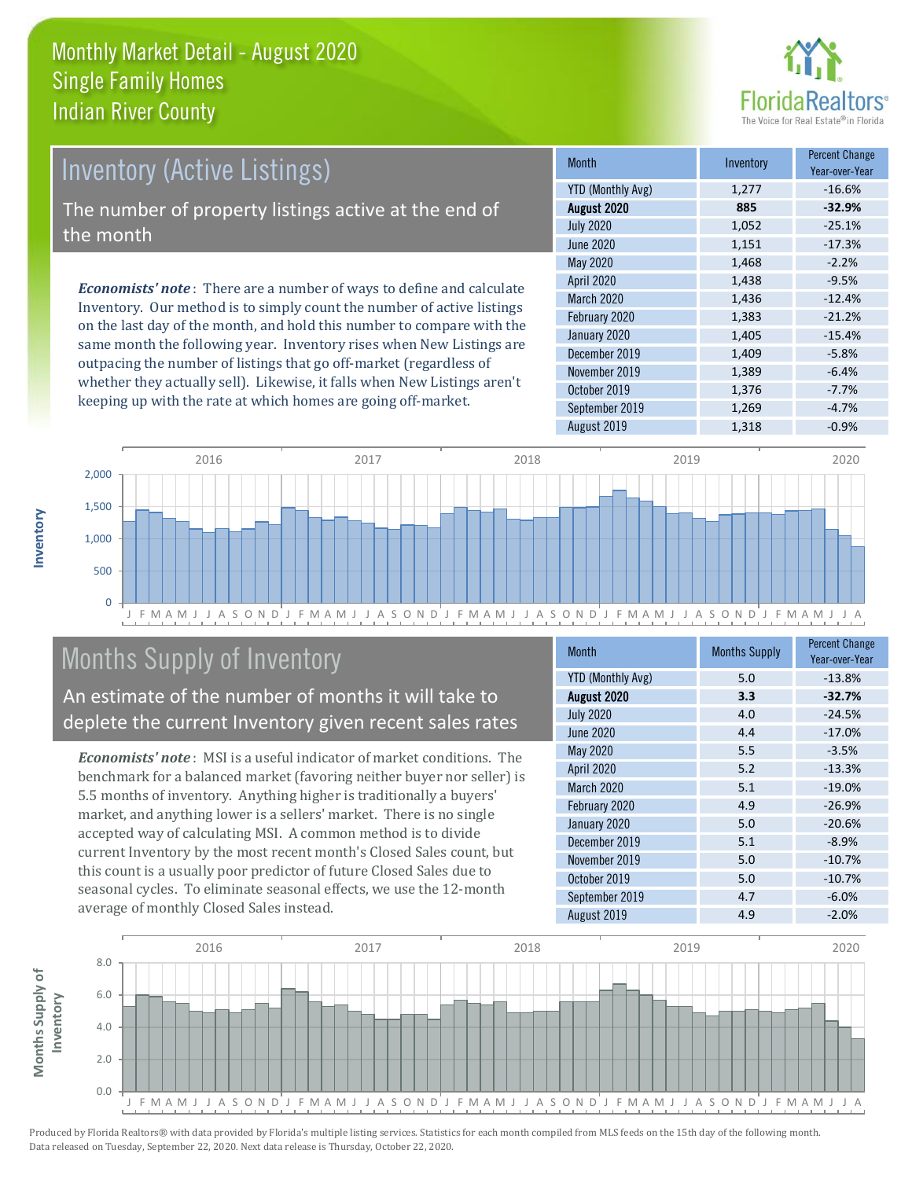# Monthly Market Detail - August 2020
## Single Family Homes
## Indian River County

## Inventory (Active Listings)

The number of property listings active at the end of the month

*Economists' note*: There are a number of ways to define and calculate Inventory. Our method is to simply count the number of active listings on the last day of the month, and hold this number to compare with the same month the following year. Inventory rises when New Listings are outpacing the number of listings that go off-market (regardless of whether they actually sell). Likewise, it falls when New Listings aren't keeping up with the rate at which homes are going off-market.

| Month | Inventory | Percent Change Year-over-Year |
|---|---|---|
| YTD (Monthly Avg) | 1,277 | -16.6% |
| **August 2020** | **885** | **-32.9%** |
| July 2020 | 1,052 | -25.1% |
| June 2020 | 1,151 | -17.3% |
| May 2020 | 1,468 | -2.2% |
| April 2020 | 1,438 | -9.5% |
| March 2020 | 1,436 | -12.4% |
| February 2020 | 1,383 | -21.2% |
| January 2020 | 1,405 | -15.4% |
| December 2019 | 1,409 | -5.8% |
| November 2019 | 1,389 | -6.4% |
| October 2019 | 1,376 | -7.7% |
| September 2019 | 1,269 | -4.7% |
| August 2019 | 1,318 | -0.9% |

## Months Supply of Inventory

An estimate of the number of months it will take to deplete the current Inventory given recent sales rates

*Economists' note*: MSI is a useful indicator of market conditions. The benchmark for a balanced market (favoring neither buyer nor seller) is 5.5 months of inventory. Anything higher is traditionally a buyers' market, and anything lower is a sellers' market. There is no single accepted way of calculating MSI. A common method is to divide current Inventory by the most recent month's Closed Sales count, but this count is a usually poor predictor of future Closed Sales due to seasonal cycles. To eliminate seasonal effects, we use the 12-month average of monthly Closed Sales instead.

| Month | Months Supply | Percent Change Year-over-Year |
|---|---|---|
| YTD (Monthly Avg) | 5.0 | -13.8% |
| **August 2020** | **3.3** | **-32.7%** |
| July 2020 | 4.0 | -24.5% |
| June 2020 | 4.4 | -17.0% |
| May 2020 | 5.5 | -3.5% |
| April 2020 | 5.2 | -13.3% |
| March 2020 | 5.1 | -19.0% |
| February 2020 | 4.9 | -26.9% |
| January 2020 | 5.0 | -20.6% |
| December 2019 | 5.1 | -8.9% |
| November 2019 | 5.0 | -10.7% |
| October 2019 | 5.0 | -10.7% |
| September 2019 | 4.7 | -6.0% |
| August 2019 | 4.9 | -2.0% |

Produced by Florida Realtors® with data provided by Florida's multiple listing services. Statistics for each month compiled from MLS feeds on the 15th day of the following month. Data released on Tuesday, September 22, 2020. Next data release is Thursday, October 22, 2020.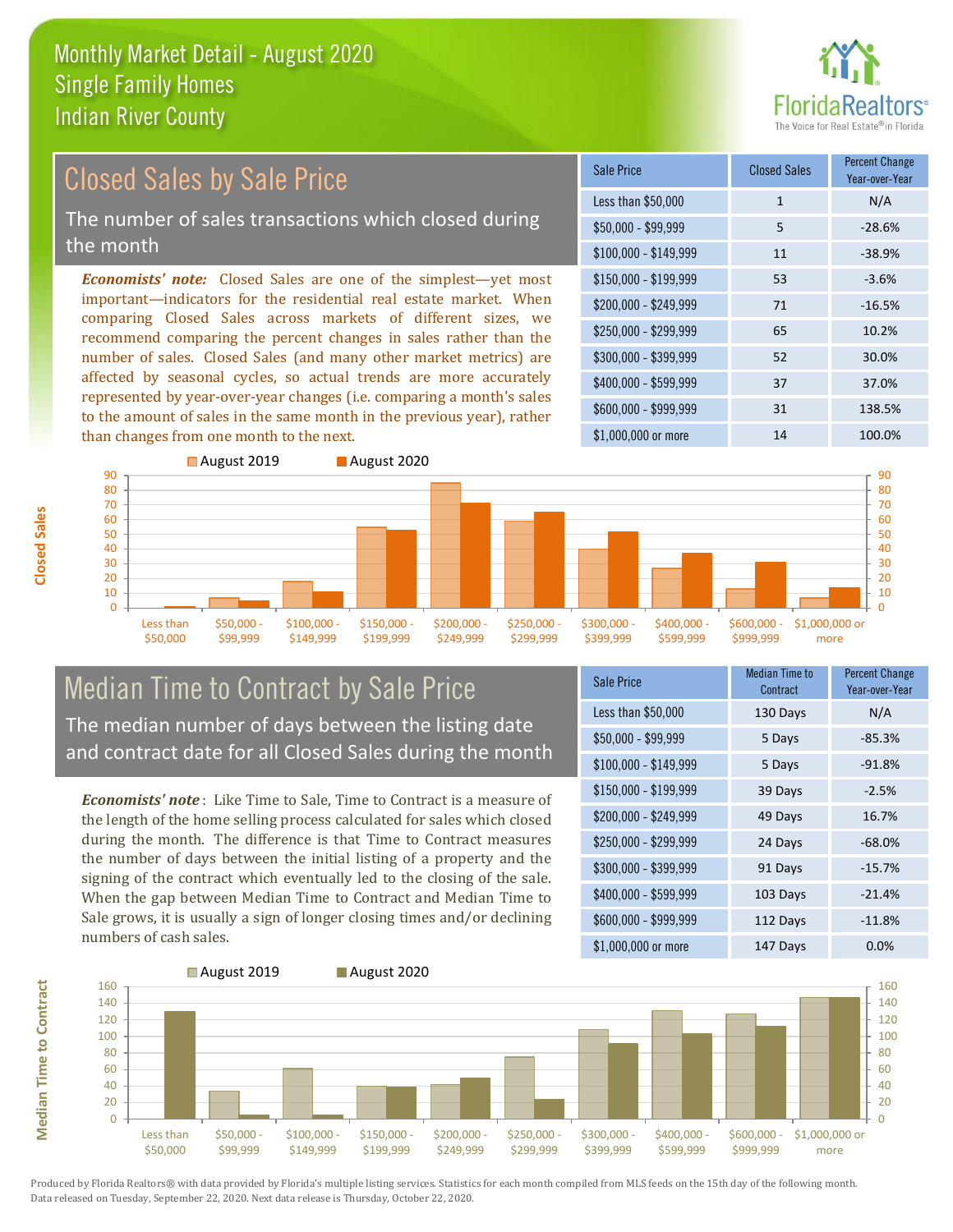# Monthly Market Detail - August 2020
## Single Family Homes
## Indian River County

## Closed Sales by Sale Price

The number of sales transactions which closed during the month

***Economists' note:*** Closed Sales are one of the simplest—yet most important—indicators for the residential real estate market. When comparing Closed Sales across markets of different sizes, we recommend comparing the percent changes in sales rather than the number of sales. Closed Sales (and many other market metrics) are affected by seasonal cycles, so actual trends are more accurately represented by year-over-year changes (i.e. comparing a month's sales to the amount of sales in the same month in the previous year), rather than changes from one month to the next.

| Sale Price | Closed Sales | Percent Change Year-over-Year |
|---|---|---|
| Less than $50,000 | 1 | N/A |
| $50,000 - $99,999 | 5 | -28.6% |
| $100,000 - $149,999 | 11 | -38.9% |
| $150,000 - $199,999 | 53 | -3.6% |
| $200,000 - $249,999 | 71 | -16.5% |
| $250,000 - $299,999 | 65 | 10.2% |
| $300,000 - $399,999 | 52 | 30.0% |
| $400,000 - $599,999 | 37 | 37.0% |
| $600,000 - $999,999 | 31 | 138.5% |
| $1,000,000 or more | 14 | 100.0% |

## Median Time to Contract by Sale Price

The median number of days between the listing date and contract date for all Closed Sales during the month

***Economists' note*:** Like Time to Sale, Time to Contract is a measure of the length of the home selling process calculated for sales which closed during the month. The difference is that Time to Contract measures the number of days between the initial listing of a property and the signing of the contract which eventually led to the closing of the sale. When the gap between Median Time to Contract and Median Time to Sale grows, it is usually a sign of longer closing times and/or declining numbers of cash sales.

| Sale Price | Median Time to Contract | Percent Change Year-over-Year |
|---|---|---|
| Less than $50,000 | 130 Days | N/A |
| $50,000 - $99,999 | 5 Days | -85.3% |
| $100,000 - $149,999 | 5 Days | -91.8% |
| $150,000 - $199,999 | 39 Days | -2.5% |
| $200,000 - $249,999 | 49 Days | 16.7% |
| $250,000 - $299,999 | 24 Days | -68.0% |
| $300,000 - $399,999 | 91 Days | -15.7% |
| $400,000 - $599,999 | 103 Days | -21.4% |
| $600,000 - $999,999 | 112 Days | -11.8% |
| $1,000,000 or more | 147 Days | 0.0% |

Produced by Florida Realtors® with data provided by Florida's multiple listing services. Statistics for each month compiled from MLS feeds on the 15th day of the following month. Data released on Tuesday, September 22, 2020. Next data release is Thursday, October 22, 2020.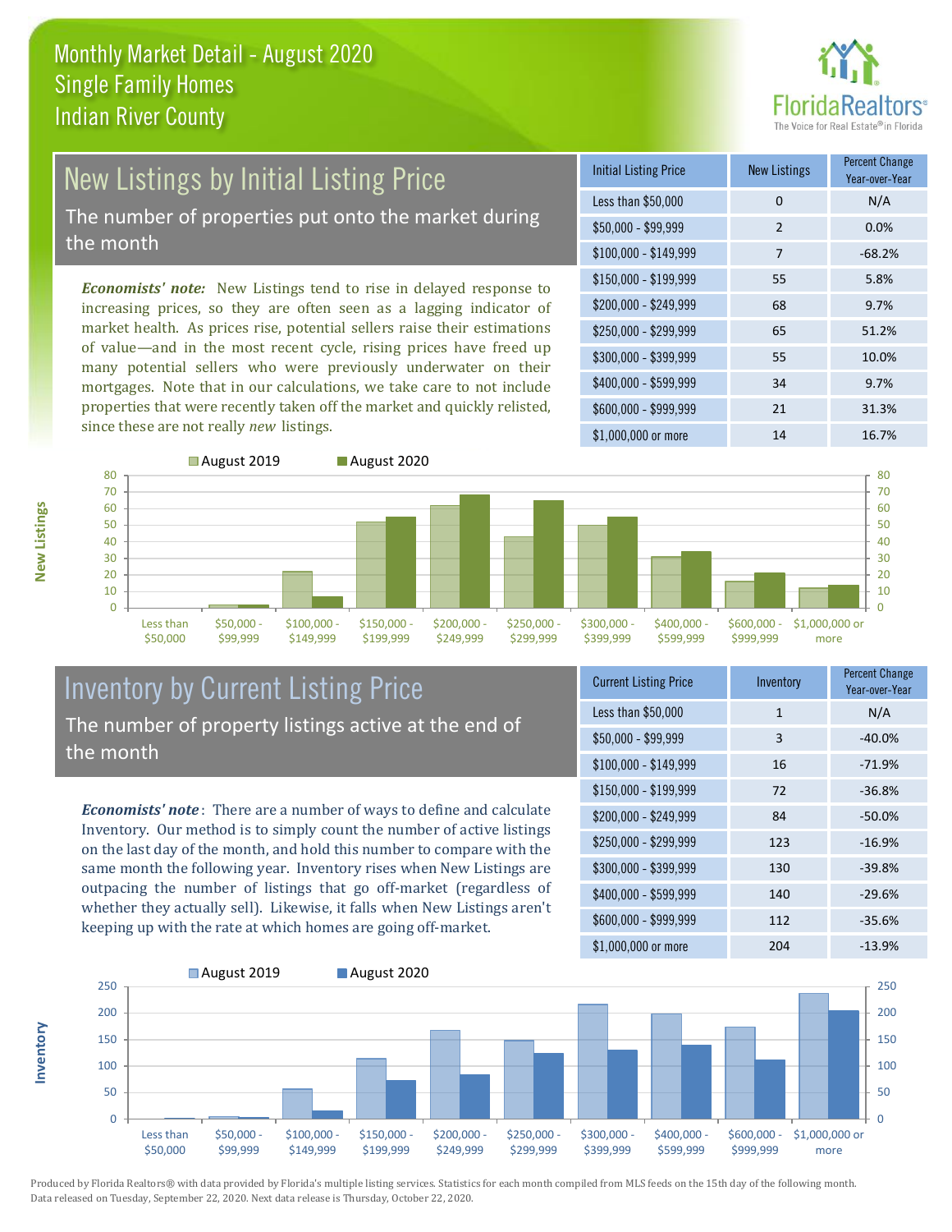# Monthly Market Detail - August 2020
## Single Family Homes
## Indian River County

## New Listings by Initial Listing Price

The number of properties put onto the market during the month

*Economists' note:* New Listings tend to rise in delayed response to increasing prices, so they are often seen as a lagging indicator of market health. As prices rise, potential sellers raise their estimations of value—and in the most recent cycle, rising prices have freed up many potential sellers who were previously underwater on their mortgages. Note that in our calculations, we take care to not include properties that were recently taken off the market and quickly relisted, since these are not really *new* listings.

| Initial Listing Price | New Listings | Percent Change Year-over-Year |
|---|---|---|
| Less than $50,000 | 0 | N/A |
| $50,000 - $99,999 | 2 | 0.0% |
| $100,000 - $149,999 | 7 | -68.2% |
| $150,000 - $199,999 | 55 | 5.8% |
| $200,000 - $249,999 | 68 | 9.7% |
| $250,000 - $299,999 | 65 | 51.2% |
| $300,000 - $399,999 | 55 | 10.0% |
| $400,000 - $599,999 | 34 | 9.7% |
| $600,000 - $999,999 | 21 | 31.3% |
| $1,000,000 or more | 14 | 16.7% |

## Inventory by Current Listing Price

The number of property listings active at the end of the month

*Economists' note*: There are a number of ways to define and calculate Inventory. Our method is to simply count the number of active listings on the last day of the month, and hold this number to compare with the same month the following year. Inventory rises when New Listings are outpacing the number of listings that go off-market (regardless of whether they actually sell). Likewise, it falls when New Listings aren't keeping up with the rate at which homes are going off-market.

| Current Listing Price | Inventory | Percent Change Year-over-Year |
|---|---|---|
| Less than $50,000 | 1 | N/A |
| $50,000 - $99,999 | 3 | -40.0% |
| $100,000 - $149,999 | 16 | -71.9% |
| $150,000 - $199,999 | 72 | -36.8% |
| $200,000 - $249,999 | 84 | -50.0% |
| $250,000 - $299,999 | 123 | -16.9% |
| $300,000 - $399,999 | 130 | -39.8% |
| $400,000 - $599,999 | 140 | -29.6% |
| $600,000 - $999,999 | 112 | -35.6% |
| $1,000,000 or more | 204 | -13.9% |

Produced by Florida Realtors® with data provided by Florida's multiple listing services. Statistics for each month compiled from MLS feeds on the 15th day of the following month. Data released on Tuesday, September 22, 2020. Next data release is Thursday, October 22, 2020.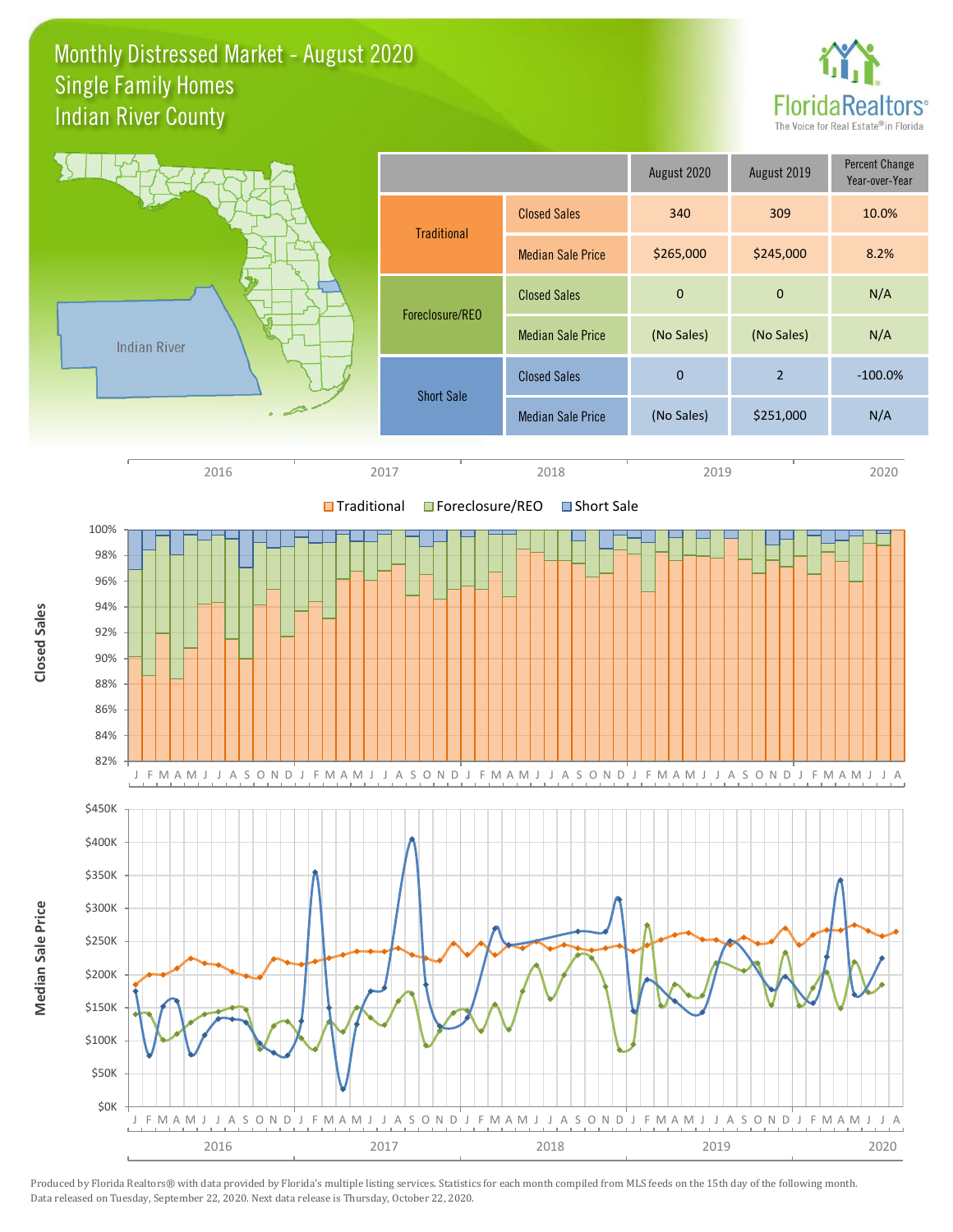# Monthly Distressed Market - August 2020
## Single Family Homes
## Indian River County

FloridaRealtors®
The Voice for Real Estate® in Florida

Indian River

| | | August 2020 | August 2019 | Percent Change Year-over-Year |
|---|---|---|---|---|
| Traditional | Closed Sales | 340 | 309 | 10.0% |
| | Median Sale Price | $265,000 | $245,000 | 8.2% |
| Foreclosure/REO | Closed Sales | 0 | 0 | N/A |
| | Median Sale Price | (No Sales) | (No Sales) | N/A |
| Short Sale | Closed Sales | 0 | 2 | -100.0% |
| | Median Sale Price | (No Sales) | $251,000 | N/A |

2016 2017 2018 2019 2020

Traditional Foreclosure/REO Short Sale

Closed Sales

100% 98% 96% 94% 92% 90% 88% 86% 84% 82%

J F M A M J J A S O N D J F M A M J J A S O N D J F M A M J J A S O N D J F M A M J J A S O N D J F M A M J J A

Median Sale Price

$450K $400K $350K $300K $250K $200K $150K $100K $50K $0K

J F M A M J J A S O N D J F M A M J J A S O N D J F M A M J J A S O N D J F M A M J J A S O N D J F M A M J J A

2016 2017 2018 2019 2020

Produced by Florida Realtors® with data provided by Florida's multiple listing services. Statistics for each month compiled from MLS feeds on the 15th day of the following month. Data released on Tuesday, September 22, 2020. Next data release is Thursday, October 22, 2020.